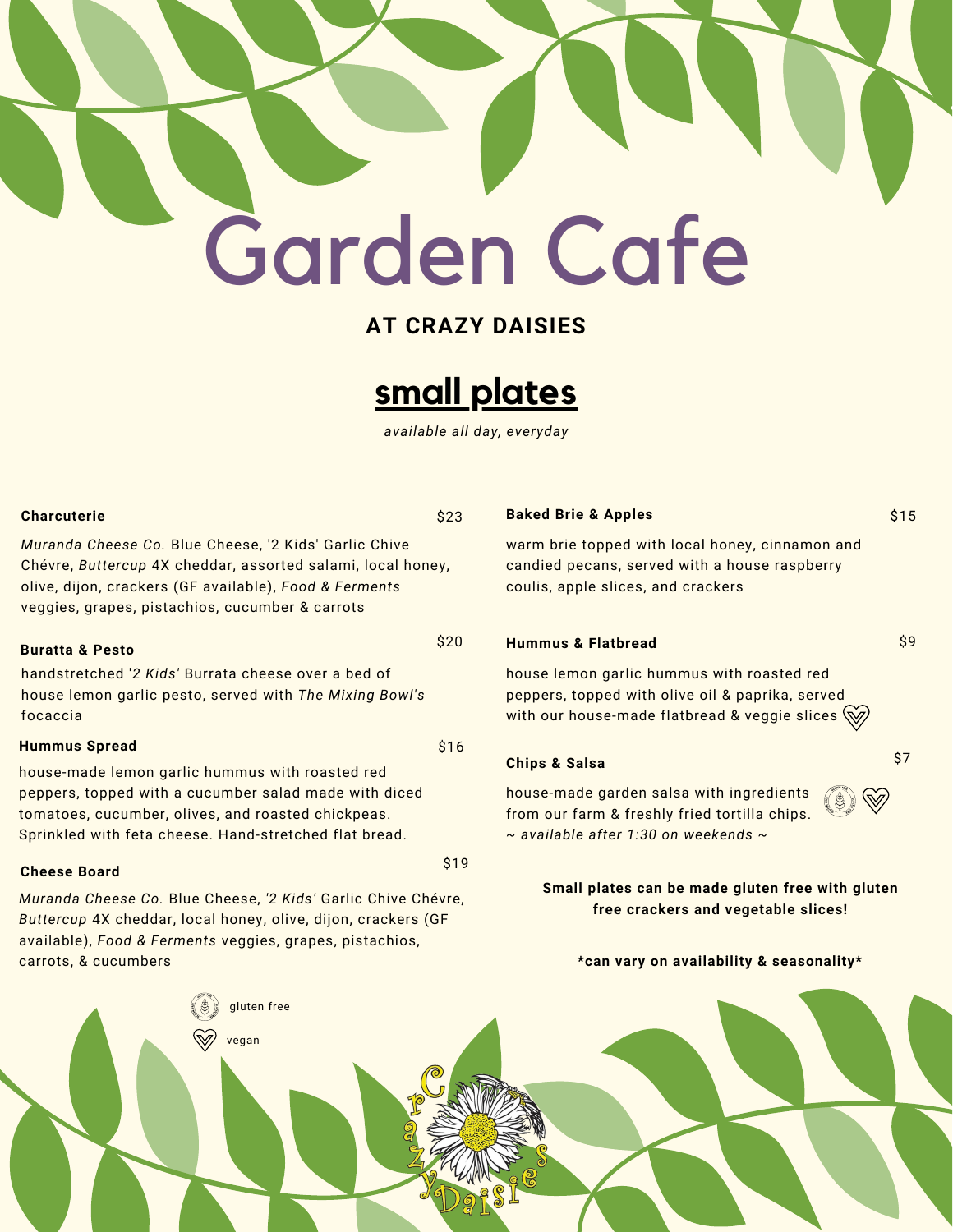# Garden Cafe

**AT CRAZY DAISIES**

## small plates

*available all day, everyday*

**Charcuterie** $23

*Muranda Cheese Co.* Blue Cheese, '2 Kids' Garlic Chive Chévre, *Buttercup* 4X cheddar, assorted salami, local honey, olive, dijon, crackers (GF available), *Food & Ferments* veggies, grapes, pistachios, cucumber & carrots

**Buratta & Pesto** $20

handstretched '*2 Kids'* Burrata cheese over a bed of house lemon garlic pesto, served with *The Mixing Bowl's* focaccia

**Hummus Spread** $16

house-made lemon garlic hummus with roasted red peppers, topped with a cucumber salad made with diced tomatoes, cucumber, olives, and roasted chickpeas. Sprinkled with feta cheese. Hand-stretched flat bread.

**Cheese Board** $19

*Muranda Cheese Co.* Blue Cheese, *'2 Kids'* Garlic Chive Chévre, *Buttercup* 4X cheddar, local honey, olive, dijon, crackers (GF available), *Food & Ferments* veggies, grapes, pistachios, carrots, & cucumbers

**Baked Brie & Apples** $15

warm brie topped with local honey, cinnamon and candied pecans, served with a house raspberry coulis, apple slices, and crackers

**Hummus & Flatbread** $9

house lemon garlic hummus with roasted red peppers, topped with olive oil & paprika, served with our house-made flatbread & veggie slices (vegan)

**Chips & Salsa** $7

house-made garden salsa with ingredients from our farm & freshly fried tortilla chips. (gluten free) (vegan)

*~ available after 1:30 on weekends ~*

**Small plates can be made gluten free with gluten free crackers and vegetable slices!**

***can vary on availability & seasonality***

gluten free

vegan

Crazy Daisies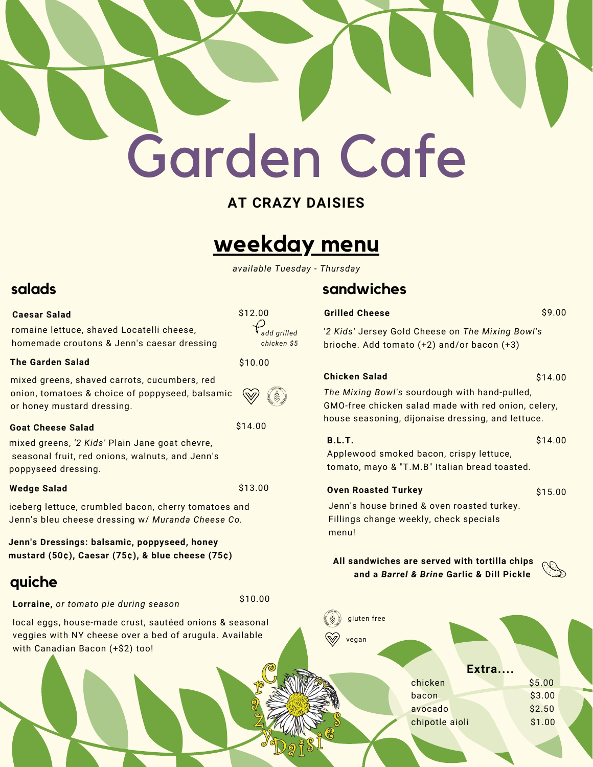# Garden Cafe

**AT CRAZY DAISIES**

## weekday menu

*available Tuesday - Thursday*

## salads

**Caesar Salad** $12.00

romaine lettuce, shaved Locatelli cheese, homemade croutons & Jenn's caesar dressing

*add grilled chicken $5*

**The Garden Salad** $10.00

mixed greens, shaved carrots, cucumbers, red onion, tomatoes & choice of poppyseed, balsamic or honey mustard dressing.

**Goat Cheese Salad** $14.00

mixed greens, *'2 Kids'* Plain Jane goat chevre, seasonal fruit, red onions, walnuts, and Jenn's poppyseed dressing.

**Wedge Salad** $13.00

iceberg lettuce, crumbled bacon, cherry tomatoes and Jenn's bleu cheese dressing w/ *Muranda Cheese Co.*

**Jenn's Dressings: balsamic, poppyseed, honey mustard (50¢), Caesar (75¢), & blue cheese (75¢)**

## quiche

**Lorraine,** *or tomato pie during season* $10.00

local eggs, house-made crust, sautéed onions & seasonal veggies with NY cheese over a bed of arugula. Available with Canadian Bacon (+$2) too!

## sandwiches

**Grilled Cheese** $9.00

*'2 Kids'* Jersey Gold Cheese on *The Mixing Bowl's* brioche. Add tomato (+2) and/or bacon (+3)

**Chicken Salad** $14.00

*The Mixing Bowl's* sourdough with hand-pulled, GMO-free chicken salad made with red onion, celery, house seasoning, dijonaise dressing, and lettuce.

**B.L.T.** $14.00

Applewood smoked bacon, crispy lettuce, tomato, mayo & "T.M.B" Italian bread toasted.

**Oven Roasted Turkey** $15.00

Jenn's house brined & oven roasted turkey. Fillings change weekly, check specials menu!

**All sandwiches are served with tortilla chips and a *Barrel & Brine* Garlic & Dill Pickle**

gluten free

vegan

**Extra....**

| | |
|---|---|
| chicken | $5.00 |
| bacon | $3.00 |
| avocado | $2.50 |
| chipotle aioli | $1.00 |

Crazy Daisies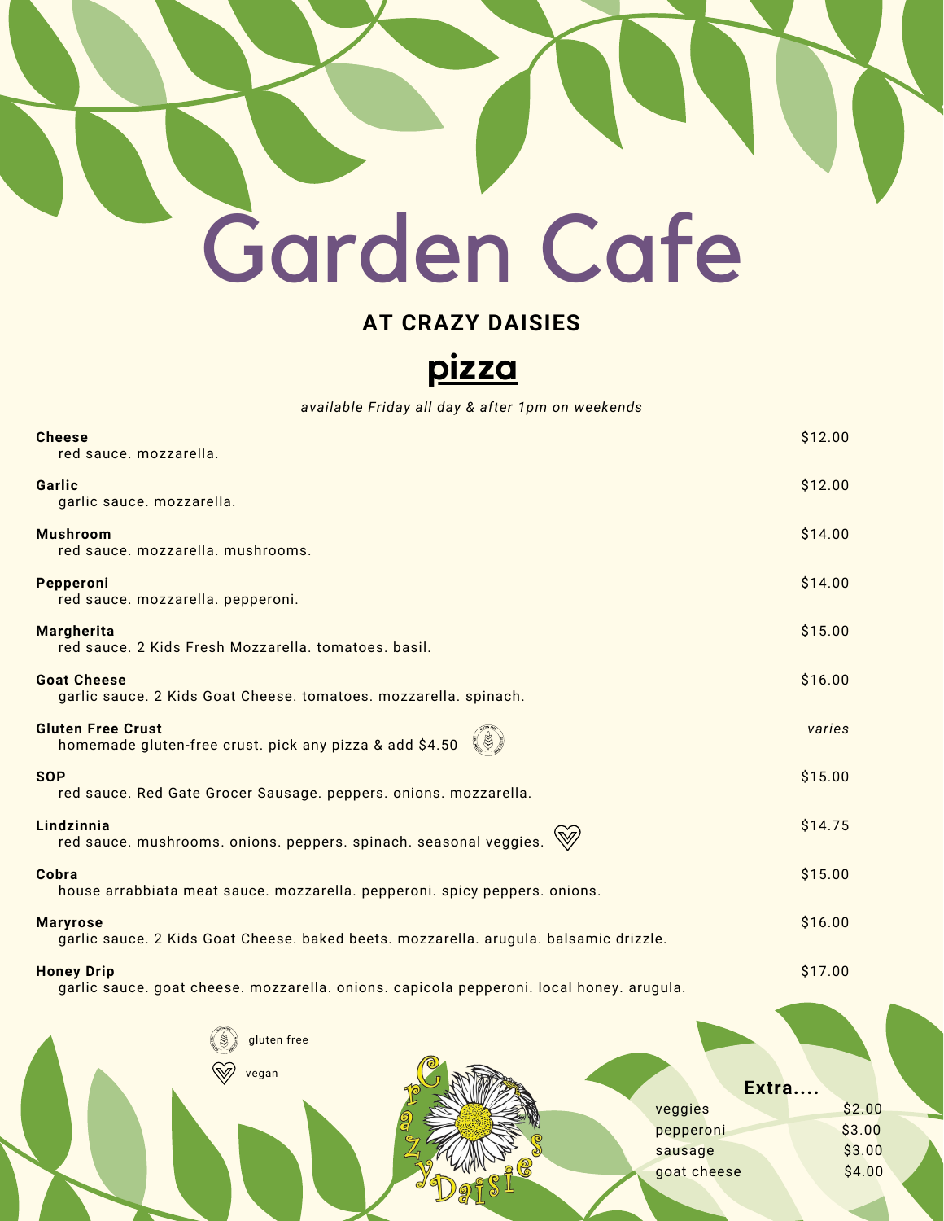# Garden Cafe

**AT CRAZY DAISIES**

## pizza

*available Friday all day & after 1pm on weekends*

**Cheese** — $12.00
red sauce. mozzarella.

**Garlic** — $12.00
garlic sauce. mozzarella.

**Mushroom** — $14.00
red sauce. mozzarella. mushrooms.

**Pepperoni** — $14.00
red sauce. mozzarella. pepperoni.

**Margherita** — $15.00
red sauce. 2 Kids Fresh Mozzarella. tomatoes. basil.

**Goat Cheese** — $16.00
garlic sauce. 2 Kids Goat Cheese. tomatoes. mozzarella. spinach.

**Gluten Free Crust** — *varies*
homemade gluten-free crust. pick any pizza & add $4.50 (gluten free)

**SOP** — $15.00
red sauce. Red Gate Grocer Sausage. peppers. onions. mozzarella.

**Lindzinnia** — $14.75
red sauce. mushrooms. onions. peppers. spinach. seasonal veggies. (vegan)

**Cobra** — $15.00
house arrabbiata meat sauce. mozzarella. pepperoni. spicy peppers. onions.

**Maryrose** — $16.00
garlic sauce. 2 Kids Goat Cheese. baked beets. mozzarella. arugula. balsamic drizzle.

**Honey Drip** — $17.00
garlic sauce. goat cheese. mozzarella. onions. capicola pepperoni. local honey. arugula.

(gluten free icon) gluten free
(heart icon) vegan

Crazy Daisies

**Extra....**

| | |
|---|---|
| veggies | $2.00 |
| pepperoni | $3.00 |
| sausage | $3.00 |
| goat cheese | $4.00 |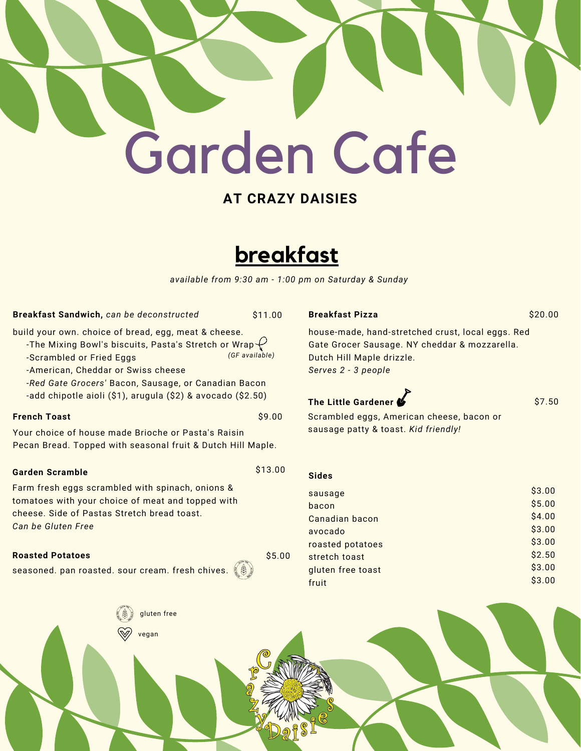# Garden Cafe

**AT CRAZY DAISIES**

## breakfast

*available from 9:30 am - 1:00 pm on Saturday & Sunday*

**Breakfast Sandwich,** *can be deconstructed* $11.00

build your own. choice of bread, egg, meat & cheese.
- -The Mixing Bowl's biscuits, Pasta's Stretch or Wrap *(GF available)*
- -Scrambled or Fried Eggs
- -American, Cheddar or Swiss cheese
- -*Red Gate Grocers'* Bacon, Sausage, or Canadian Bacon
- -add chipotle aioli ($1), arugula ($2) & avocado ($2.50)

**French Toast** $9.00

Your choice of house made Brioche or Pasta's Raisin Pecan Bread. Topped with seasonal fruit & Dutch Hill Maple.

**Garden Scramble** $13.00

Farm fresh eggs scrambled with spinach, onions & tomatoes with your choice of meat and topped with cheese. Side of Pastas Stretch bread toast.
*Can be Gluten Free*

**Roasted Potatoes** $5.00

seasoned. pan roasted. sour cream. fresh chives. (gluten free)

**Breakfast Pizza** $20.00

house-made, hand-stretched crust, local eggs. Red Gate Grocer Sausage. NY cheddar & mozzarella. Dutch Hill Maple drizzle.
*Serves 2 - 3 people*

**The Little Gardener** $7.50

Scrambled eggs, American cheese, bacon or sausage patty & toast. *Kid friendly!*

**Sides**

| Item | Price |
|---|---|
| sausage | $3.00 |
| bacon | $5.00 |
| Canadian bacon | $4.00 |
| avocado | $3.00 |
| roasted potatoes | $3.00 |
| stretch toast | $2.50 |
| gluten free toast | $3.00 |
| fruit | $3.00 |

gluten free

vegan

Crazy Daisies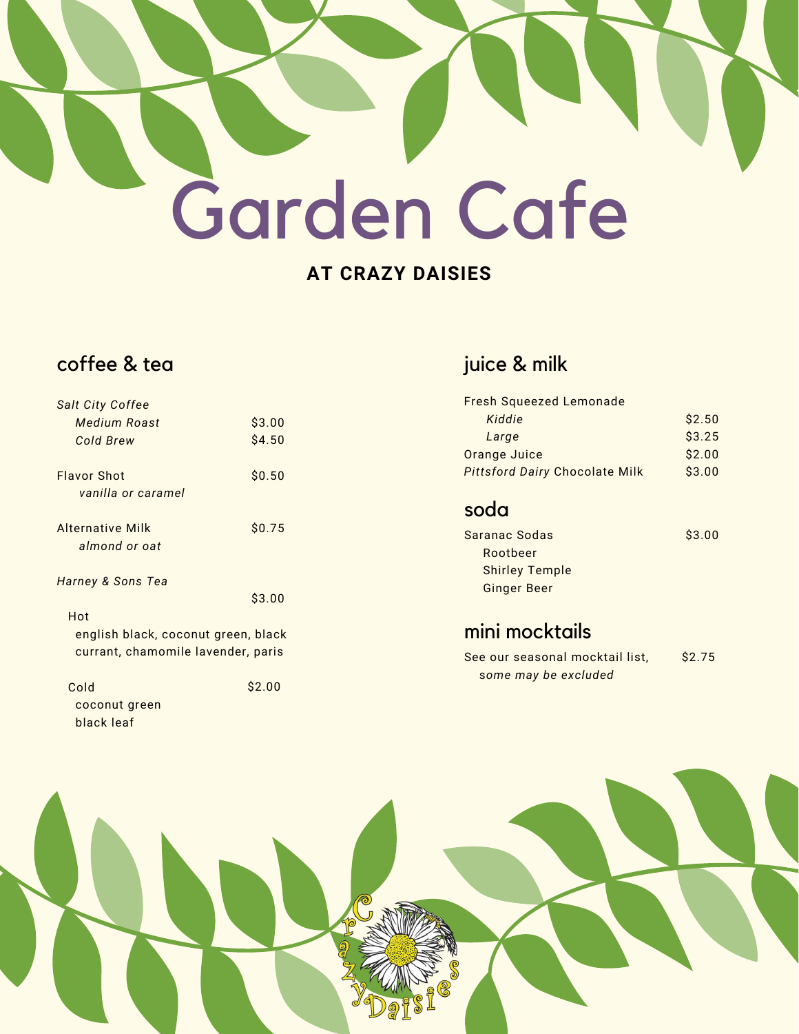# Garden Cafe

**AT CRAZY DAISIES**

## coffee & tea

*Salt City Coffee*

| | |
|---|---|
| *Medium Roast* | $3.00 |
| *Cold Brew* | $4.50 |

Flavor Shot $0.50
*vanilla or caramel*

Alternative Milk $0.75
*almond or oat*

*Harney & Sons Tea*

Hot $3.00
english black, coconut green, black currant, chamomile lavender, paris

Cold $2.00
coconut green
black leaf

## juice & milk

Fresh Squeezed Lemonade

| | |
|---|---|
| *Kiddie* | $2.50 |
| *Large* | $3.25 |
| Orange Juice | $2.00 |
| *Pittsford Dairy* Chocolate Milk | $3.00 |

## soda

Saranac Sodas $3.00
- Rootbeer
- Shirley Temple
- Ginger Beer

## mini mocktails

See our seasonal mocktail list, $2.75
*some may be excluded*

Crazy Daisies